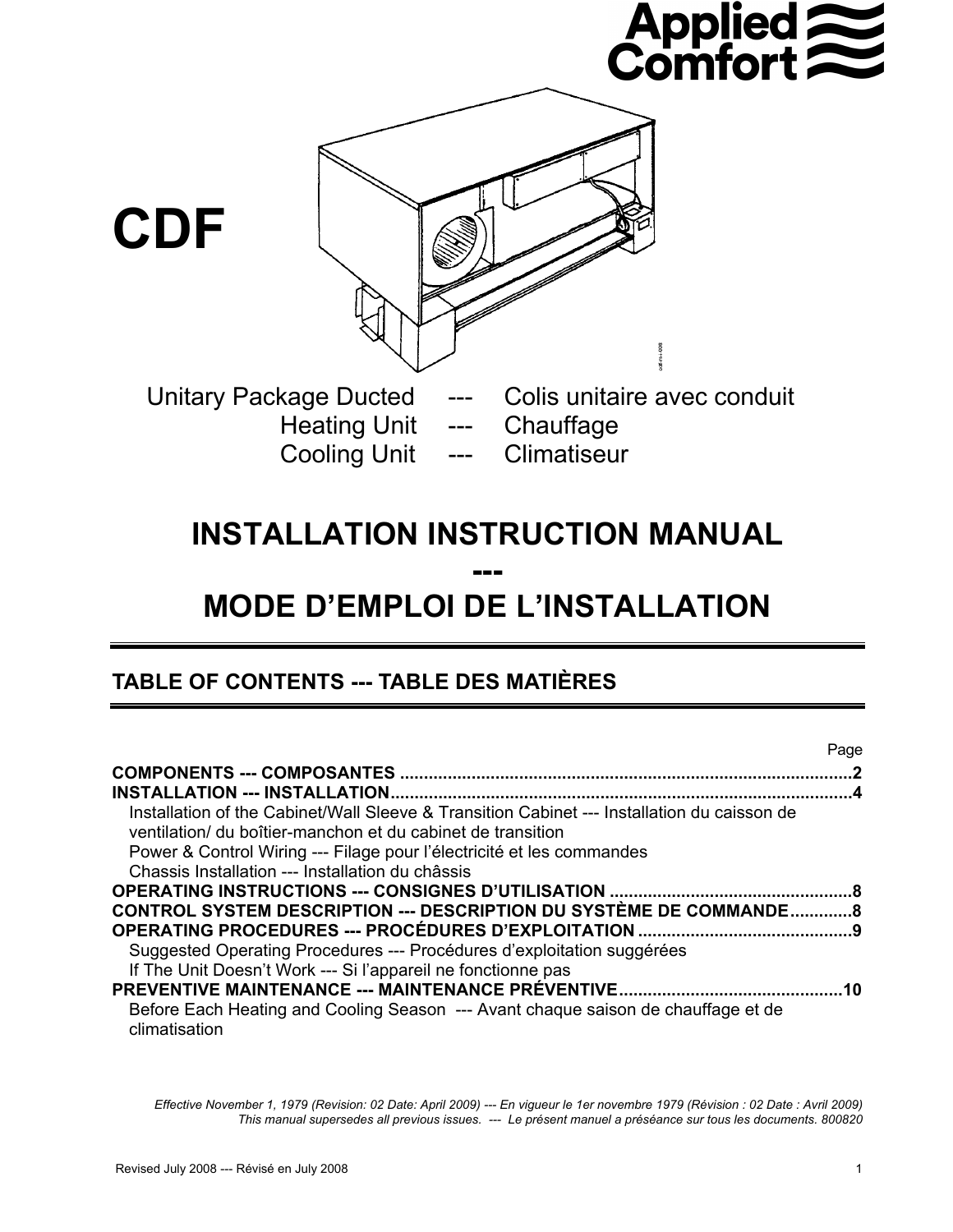Applied Comfort

# CDF

Unitary Package Ducted --- Colis unitaire avec conduit
Heating Unit --- Chauffage
Cooling Unit --- Climatiseur

# INSTALLATION INSTRUCTION MANUAL
# ---
# MODE D'EMPLOI DE L'INSTALLATION

## TABLE OF CONTENTS --- TABLE DES MATIÈRES

| | Page |
|---|---|
| **COMPONENTS --- COMPOSANTES** | **2** |
| **INSTALLATION --- INSTALLATION** | **4** |
| Installation of the Cabinet/Wall Sleeve & Transition Cabinet --- Installation du caisson de ventilation/ du boîtier-manchon et du cabinet de transition | |
| Power & Control Wiring --- Filage pour l'électricité et les commandes | |
| Chassis Installation --- Installation du châssis | |
| **OPERATING INSTRUCTIONS --- CONSIGNES D'UTILISATION** | **8** |
| **CONTROL SYSTEM DESCRIPTION --- DESCRIPTION DU SYSTÈME DE COMMANDE** | **8** |
| **OPERATING PROCEDURES --- PROCÉDURES D'EXPLOITATION** | **9** |
| Suggested Operating Procedures --- Procédures d'exploitation suggérées | |
| If The Unit Doesn't Work --- Si l'appareil ne fonctionne pas | |
| **PREVENTIVE MAINTENANCE --- MAINTENANCE PRÉVENTIVE** | **10** |
| Before Each Heating and Cooling Season --- Avant chaque saison de chauffage et de climatisation | |

*Effective November 1, 1979 (Revision: 02 Date: April 2009) --- En vigueur le 1er novembre 1979 (Révision : 02 Date : Avril 2009)*
*This manual supersedes all previous issues. --- Le présent manuel a préséance sur tous les documents. 800820*

Revised July 2008 --- Révisé en July 2008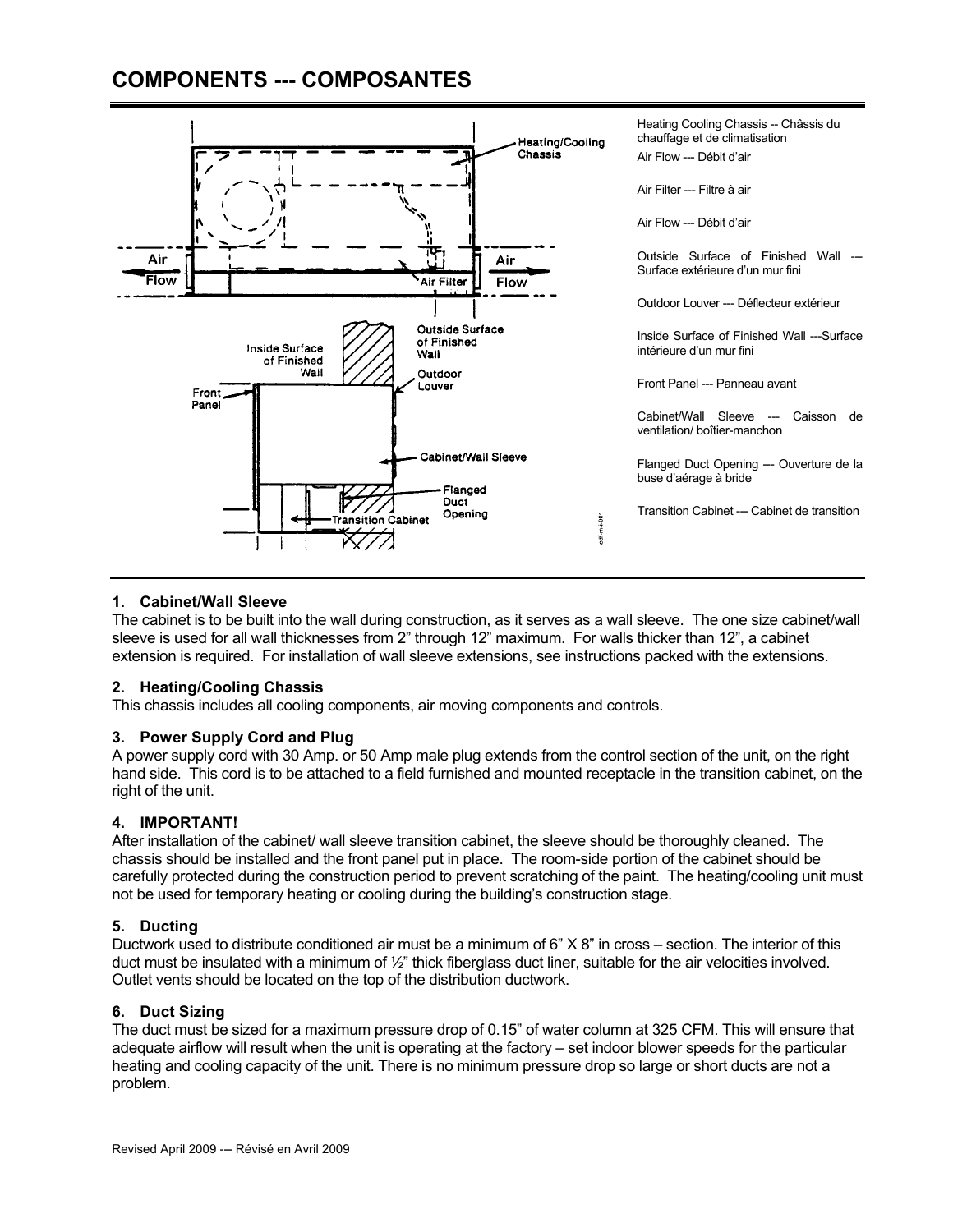# COMPONENTS --- COMPOSANTES

Heating Cooling Chassis -- Châssis du chauffage et de climatisation

Air Flow --- Débit d'air

Air Filter --- Filtre à air

Air Flow --- Débit d'air

Outside Surface of Finished Wall --- Surface extérieure d'un mur fini

Outdoor Louver --- Déflecteur extérieur

Inside Surface of Finished Wall ---Surface intérieure d'un mur fini

Front Panel --- Panneau avant

Cabinet/Wall Sleeve --- Caisson de ventilation/ boîtier-manchon

Flanged Duct Opening --- Ouverture de la buse d'aérage à bride

Transition Cabinet --- Cabinet de transition

### 1. Cabinet/Wall Sleeve

The cabinet is to be built into the wall during construction, as it serves as a wall sleeve. The one size cabinet/wall sleeve is used for all wall thicknesses from 2" through 12" maximum. For walls thicker than 12", a cabinet extension is required. For installation of wall sleeve extensions, see instructions packed with the extensions.

### 2. Heating/Cooling Chassis

This chassis includes all cooling components, air moving components and controls.

### 3. Power Supply Cord and Plug

A power supply cord with 30 Amp. or 50 Amp male plug extends from the control section of the unit, on the right hand side. This cord is to be attached to a field furnished and mounted receptacle in the transition cabinet, on the right of the unit.

### 4. IMPORTANT!

After installation of the cabinet/ wall sleeve transition cabinet, the sleeve should be thoroughly cleaned. The chassis should be installed and the front panel put in place. The room-side portion of the cabinet should be carefully protected during the construction period to prevent scratching of the paint. The heating/cooling unit must not be used for temporary heating or cooling during the building's construction stage.

### 5. Ducting

Ductwork used to distribute conditioned air must be a minimum of 6" X 8" in cross – section. The interior of this duct must be insulated with a minimum of ½" thick fiberglass duct liner, suitable for the air velocities involved. Outlet vents should be located on the top of the distribution ductwork.

### 6. Duct Sizing

The duct must be sized for a maximum pressure drop of 0.15" of water column at 325 CFM. This will ensure that adequate airflow will result when the unit is operating at the factory – set indoor blower speeds for the particular heating and cooling capacity of the unit. There is no minimum pressure drop so large or short ducts are not a problem.

Revised April 2009 --- Révisé en Avril 2009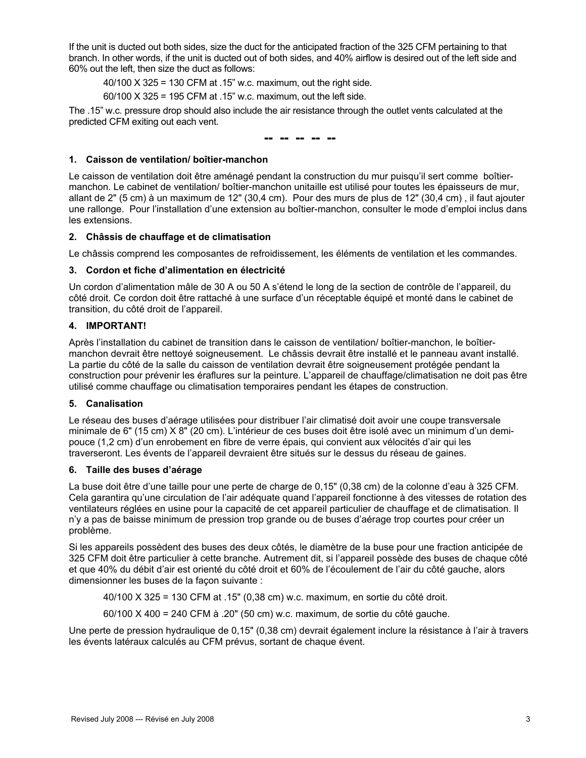If the unit is ducted out both sides, size the duct for the anticipated fraction of the 325 CFM pertaining to that branch. In other words, if the unit is ducted out of both sides, and 40% airflow is desired out of the left side and 60% out the left, then size the duct as follows:

40/100 X 325 = 130 CFM at .15" w.c. maximum, out the right side.

60/100 X 325 = 195 CFM at .15" w.c. maximum, out the left side.

The .15" w.c. pressure drop should also include the air resistance through the outlet vents calculated at the predicted CFM exiting out each vent.

-- -- -- -- --

### 1. Caisson de ventilation/ boîtier-manchon

Le caisson de ventilation doit être aménagé pendant la construction du mur puisqu'il sert comme boîtier-manchon. Le cabinet de ventilation/ boîtier-manchon unitaille est utilisé pour toutes les épaisseurs de mur, allant de 2" (5 cm) à un maximum de 12" (30,4 cm). Pour des murs de plus de 12" (30,4 cm) , il faut ajouter une rallonge. Pour l'installation d'une extension au boîtier-manchon, consulter le mode d'emploi inclus dans les extensions.

### 2. Châssis de chauffage et de climatisation

Le châssis comprend les composantes de refroidissement, les éléments de ventilation et les commandes.

### 3. Cordon et fiche d'alimentation en électricité

Un cordon d'alimentation mâle de 30 A ou 50 A s'étend le long de la section de contrôle de l'appareil, du côté droit. Ce cordon doit être rattaché à une surface d'un réceptable équipé et monté dans le cabinet de transition, du côté droit de l'appareil.

### 4. IMPORTANT!

Après l'installation du cabinet de transition dans le caisson de ventilation/ boîtier-manchon, le boîtier-manchon devrait être nettoyé soigneusement. Le châssis devrait être installé et le panneau avant installé. La partie du côté de la salle du caisson de ventilation devrait être soigneusement protégée pendant la construction pour prévenir les éraflures sur la peinture. L'appareil de chauffage/climatisation ne doit pas être utilisé comme chauffage ou climatisation temporaires pendant les étapes de construction.

### 5. Canalisation

Le réseau des buses d'aérage utilisées pour distribuer l'air climatisé doit avoir une coupe transversale minimale de 6" (15 cm) X 8" (20 cm). L'intérieur de ces buses doit être isolé avec un minimum d'un demi-pouce (1,2 cm) d'un enrobement en fibre de verre épais, qui convient aux vélocités d'air qui les traverseront. Les évents de l'appareil devraient être situés sur le dessus du réseau de gaines.

### 6. Taille des buses d'aérage

La buse doit être d'une taille pour une perte de charge de 0,15" (0,38 cm) de la colonne d'eau à 325 CFM. Cela garantira qu'une circulation de l'air adéquate quand l'appareil fonctionne à des vitesses de rotation des ventilateurs réglées en usine pour la capacité de cet appareil particulier de chauffage et de climatisation. Il n'y a pas de baisse minimum de pression trop grande ou de buses d'aérage trop courtes pour créer un problème.

Si les appareils possèdent des buses des deux côtés, le diamètre de la buse pour une fraction anticipée de 325 CFM doit être particulier à cette branche. Autrement dit, si l'appareil possède des buses de chaque côté et que 40% du débit d'air est orienté du côté droit et 60% de l'écoulement de l'air du côté gauche, alors dimensionner les buses de la façon suivante :

40/100 X 325 = 130 CFM at .15" (0,38 cm) w.c. maximum, en sortie du côté droit.

60/100 X 400 = 240 CFM à .20" (50 cm) w.c. maximum, de sortie du côté gauche.

Une perte de pression hydraulique de 0,15" (0,38 cm) devrait également inclure la résistance à l'air à travers les évents latéraux calculés au CFM prévus, sortant de chaque évent.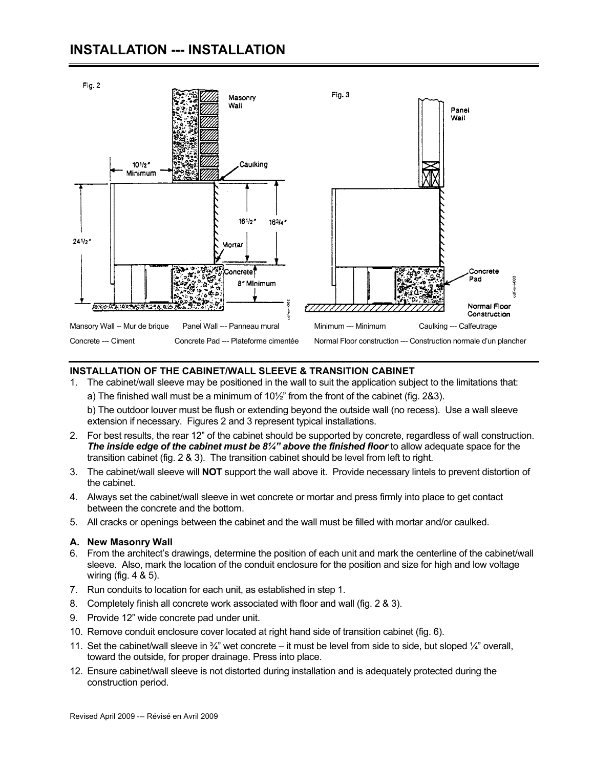# INSTALLATION --- INSTALLATION

Mansory Wall -- Mur de brique    Panel Wall --- Panneau mural    Minimum --- Minimum    Caulking --- Calfeutrage

Concrete --- Ciment    Concrete Pad --- Plateforme cimentée    Normal Floor construction --- Construction normale d'un plancher

### INSTALLATION OF THE CABINET/WALL SLEEVE & TRANSITION CABINET

1. The cabinet/wall sleeve may be positioned in the wall to suit the application subject to the limitations that:

   a) The finished wall must be a minimum of 10½" from the front of the cabinet (fig. 2&3).

   b) The outdoor louver must be flush or extending beyond the outside wall (no recess). Use a wall sleeve extension if necessary. Figures 2 and 3 represent typical installations.

2. For best results, the rear 12" of the cabinet should be supported by concrete, regardless of wall construction. ***The inside edge of the cabinet must be 8¼" above the finished floor*** to allow adequate space for the transition cabinet (fig. 2 & 3). The transition cabinet should be level from left to right.
3. The cabinet/wall sleeve will **NOT** support the wall above it. Provide necessary lintels to prevent distortion of the cabinet.
4. Always set the cabinet/wall sleeve in wet concrete or mortar and press firmly into place to get contact between the concrete and the bottom.
5. All cracks or openings between the cabinet and the wall must be filled with mortar and/or caulked.

#### A. New Masonry Wall

6. From the architect's drawings, determine the position of each unit and mark the centerline of the cabinet/wall sleeve. Also, mark the location of the conduit enclosure for the position and size for high and low voltage wiring (fig. 4 & 5).
7. Run conduits to location for each unit, as established in step 1.
8. Completely finish all concrete work associated with floor and wall (fig. 2 & 3).
9. Provide 12" wide concrete pad under unit.
10. Remove conduit enclosure cover located at right hand side of transition cabinet (fig. 6).
11. Set the cabinet/wall sleeve in ¾" wet concrete – it must be level from side to side, but sloped ¼" overall, toward the outside, for proper drainage. Press into place.
12. Ensure cabinet/wall sleeve is not distorted during installation and is adequately protected during the construction period.

Revised April 2009 --- Révisé en Avril 2009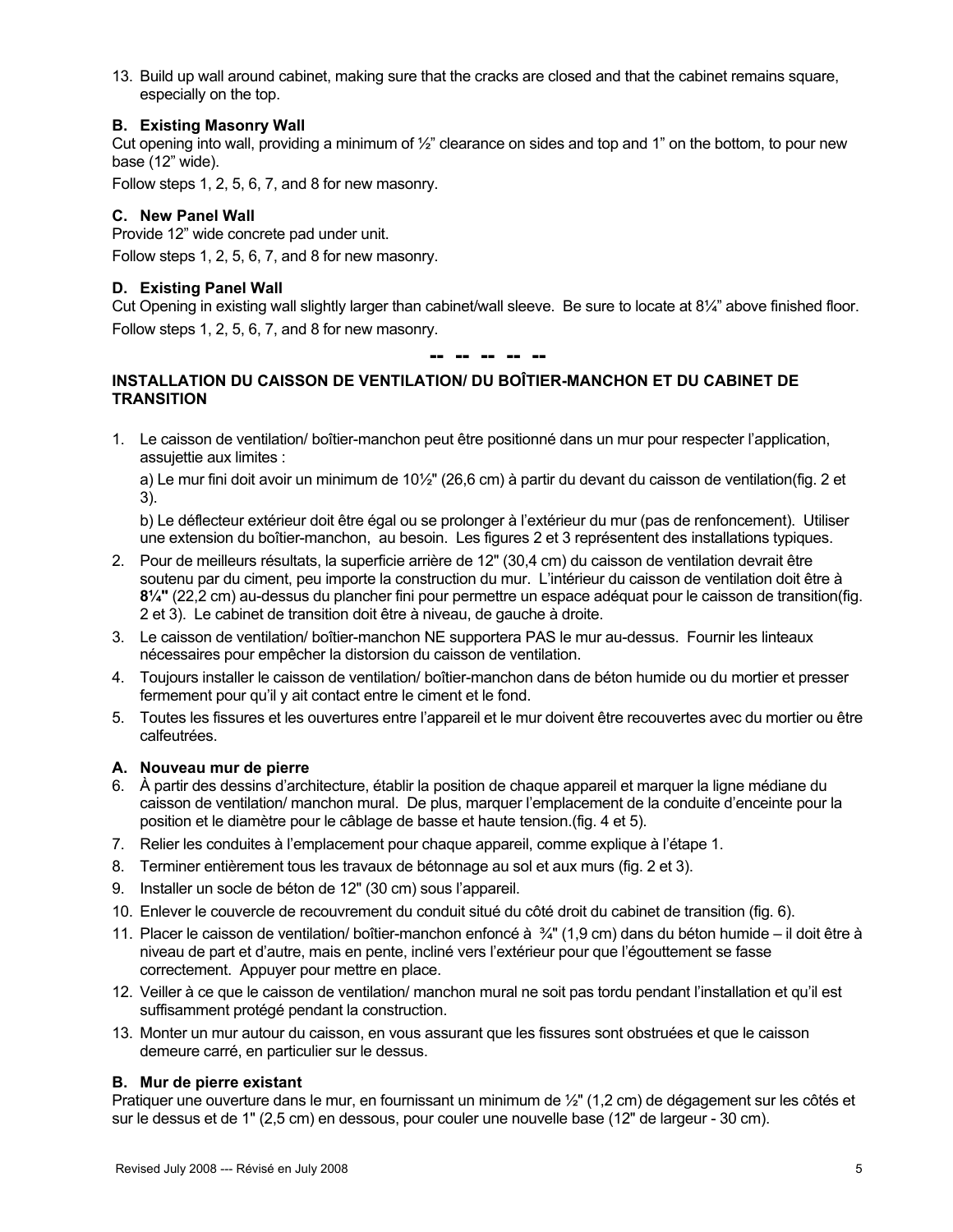13. Build up wall around cabinet, making sure that the cracks are closed and that the cabinet remains square, especially on the top.

**B. Existing Masonry Wall**

Cut opening into wall, providing a minimum of ½" clearance on sides and top and 1" on the bottom, to pour new base (12" wide).

Follow steps 1, 2, 5, 6, 7, and 8 for new masonry.

**C. New Panel Wall**

Provide 12" wide concrete pad under unit.

Follow steps 1, 2, 5, 6, 7, and 8 for new masonry.

**D. Existing Panel Wall**

Cut Opening in existing wall slightly larger than cabinet/wall sleeve. Be sure to locate at 8¼" above finished floor.

Follow steps 1, 2, 5, 6, 7, and 8 for new masonry.

-- -- -- -- --

**INSTALLATION DU CAISSON DE VENTILATION/ DU BOÎTIER-MANCHON ET DU CABINET DE TRANSITION**

1. Le caisson de ventilation/ boîtier-manchon peut être positionné dans un mur pour respecter l'application, assujettie aux limites :

   a) Le mur fini doit avoir un minimum de 10½" (26,6 cm) à partir du devant du caisson de ventilation(fig. 2 et 3).

   b) Le déflecteur extérieur doit être égal ou se prolonger à l'extérieur du mur (pas de renfoncement). Utiliser une extension du boîtier-manchon, au besoin. Les figures 2 et 3 représentent des installations typiques.

2. Pour de meilleurs résultats, la superficie arrière de 12" (30,4 cm) du caisson de ventilation devrait être soutenu par du ciment, peu importe la construction du mur. L'intérieur du caisson de ventilation doit être à **8¼"** (22,2 cm) au-dessus du plancher fini pour permettre un espace adéquat pour le caisson de transition(fig. 2 et 3). Le cabinet de transition doit être à niveau, de gauche à droite.
3. Le caisson de ventilation/ boîtier-manchon NE supportera PAS le mur au-dessus. Fournir les linteaux nécessaires pour empêcher la distorsion du caisson de ventilation.
4. Toujours installer le caisson de ventilation/ boîtier-manchon dans de béton humide ou du mortier et presser fermement pour qu'il y ait contact entre le ciment et le fond.
5. Toutes les fissures et les ouvertures entre l'appareil et le mur doivent être recouvertes avec du mortier ou être calfeutrées.

**A. Nouveau mur de pierre**

6. À partir des dessins d'architecture, établir la position de chaque appareil et marquer la ligne médiane du caisson de ventilation/ manchon mural. De plus, marquer l'emplacement de la conduite d'enceinte pour la position et le diamètre pour le câblage de basse et haute tension.(fig. 4 et 5).
7. Relier les conduites à l'emplacement pour chaque appareil, comme explique à l'étape 1.
8. Terminer entièrement tous les travaux de bétonnage au sol et aux murs (fig. 2 et 3).
9. Installer un socle de béton de 12" (30 cm) sous l'appareil.
10. Enlever le couvercle de recouvrement du conduit situé du côté droit du cabinet de transition (fig. 6).
11. Placer le caisson de ventilation/ boîtier-manchon enfoncé à ¾" (1,9 cm) dans du béton humide – il doit être à niveau de part et d'autre, mais en pente, incliné vers l'extérieur pour que l'égouttement se fasse correctement. Appuyer pour mettre en place.
12. Veiller à ce que le caisson de ventilation/ manchon mural ne soit pas tordu pendant l'installation et qu'il est suffisamment protégé pendant la construction.
13. Monter un mur autour du caisson, en vous assurant que les fissures sont obstruées et que le caisson demeure carré, en particulier sur le dessus.

**B. Mur de pierre existant**

Pratiquer une ouverture dans le mur, en fournissant un minimum de ½" (1,2 cm) de dégagement sur les côtés et sur le dessus et de 1" (2,5 cm) en dessous, pour couler une nouvelle base (12" de largeur - 30 cm).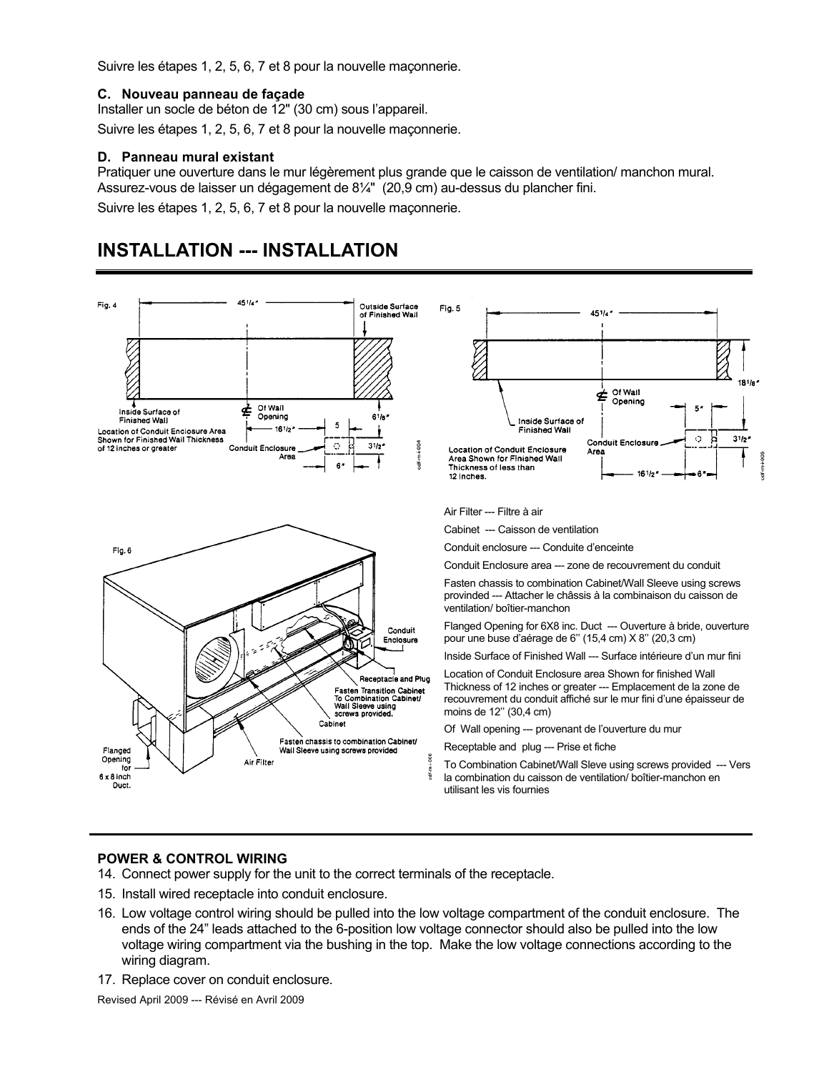Suivre les étapes 1, 2, 5, 6, 7 et 8 pour la nouvelle maçonnerie.

**C. Nouveau panneau de façade**

Installer un socle de béton de 12" (30 cm) sous l'appareil.

Suivre les étapes 1, 2, 5, 6, 7 et 8 pour la nouvelle maçonnerie.

**D. Panneau mural existant**

Pratiquer une ouverture dans le mur légèrement plus grande que le caisson de ventilation/ manchon mural. Assurez-vous de laisser un dégagement de 8¼" (20,9 cm) au-dessus du plancher fini.

Suivre les étapes 1, 2, 5, 6, 7 et 8 pour la nouvelle maçonnerie.

## INSTALLATION --- INSTALLATION

Air Filter --- Filtre à air

Cabinet --- Caisson de ventilation

Conduit enclosure --- Conduite d'enceinte

Conduit Enclosure area --- zone de recouvrement du conduit

Fasten chassis to combination Cabinet/Wall Sleeve using screws provinded --- Attacher le châssis à la combinaison du caisson de ventilation/ boîtier-manchon

Flanged Opening for 6X8 inc. Duct --- Ouverture à bride, ouverture pour une buse d'aérage de 6'' (15,4 cm) X 8'' (20,3 cm)

Inside Surface of Finished Wall --- Surface intérieure d'un mur fini

Location of Conduit Enclosure area Shown for finished Wall Thickness of 12 inches or greater --- Emplacement de la zone de recouvrement du conduit affiché sur le mur fini d'une épaisseur de moins de 12'' (30,4 cm)

Of Wall opening --- provenant de l'ouverture du mur

Receptable and plug --- Prise et fiche

To Combination Cabinet/Wall Sleve using screws provided --- Vers la combinaison du caisson de ventilation/ boîtier-manchon en utilisant les vis fournies

**POWER & CONTROL WIRING**

14. Connect power supply for the unit to the correct terminals of the receptacle.
15. Install wired receptacle into conduit enclosure.
16. Low voltage control wiring should be pulled into the low voltage compartment of the conduit enclosure. The ends of the 24" leads attached to the 6-position low voltage connector should also be pulled into the low voltage wiring compartment via the bushing in the top. Make the low voltage connections according to the wiring diagram.
17. Replace cover on conduit enclosure.

Revised April 2009 --- Révisé en Avril 2009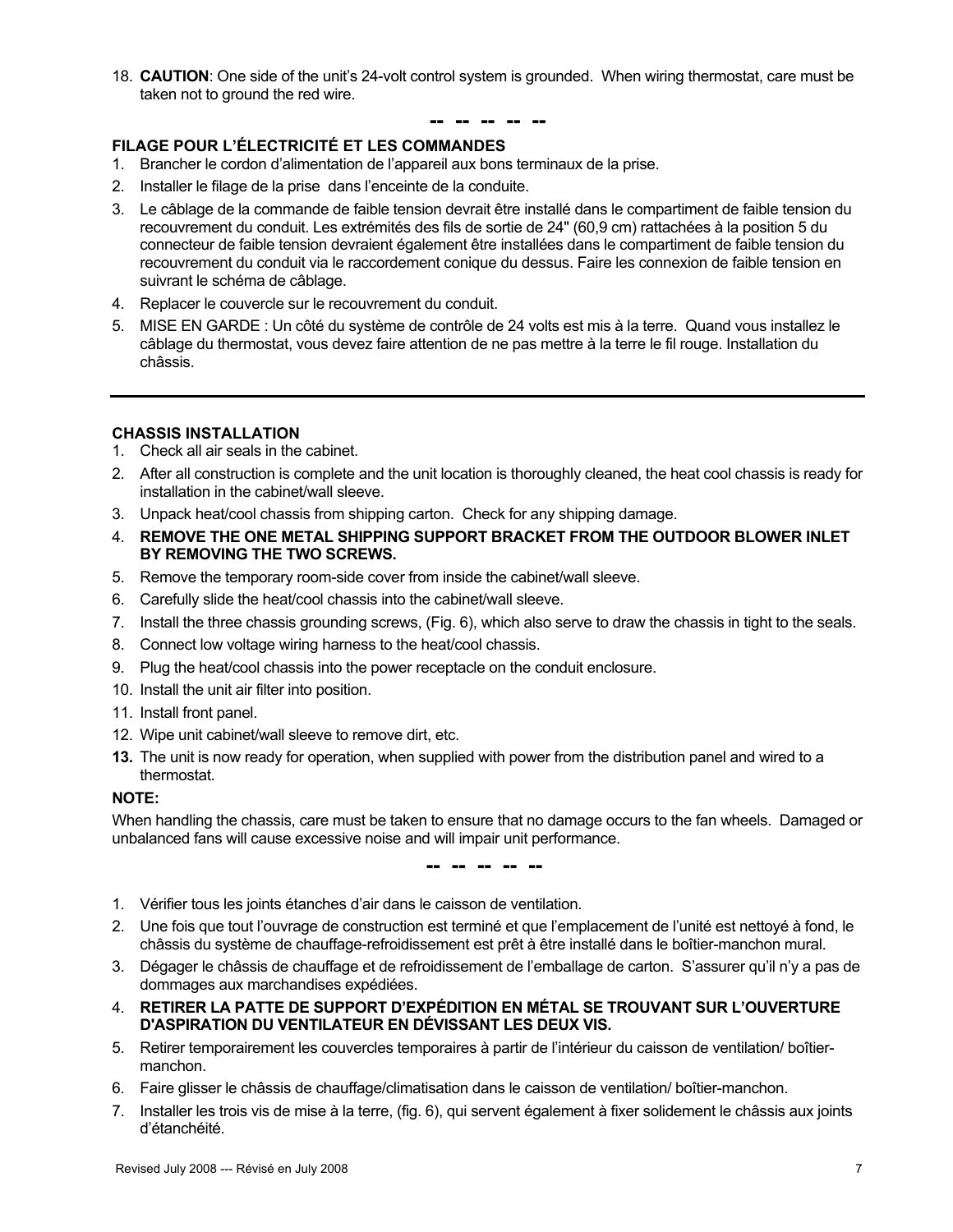18. **CAUTION**: One side of the unit's 24-volt control system is grounded. When wiring thermostat, care must be taken not to ground the red wire.

**-- -- -- -- --**

**FILAGE POUR L'ÉLECTRICITÉ ET LES COMMANDES**

1. Brancher le cordon d'alimentation de l'appareil aux bons terminaux de la prise.
2. Installer le filage de la prise dans l'enceinte de la conduite.
3. Le câblage de la commande de faible tension devrait être installé dans le compartiment de faible tension du recouvrement du conduit. Les extrémités des fils de sortie de 24" (60,9 cm) rattachées à la position 5 du connecteur de faible tension devraient également être installées dans le compartiment de faible tension du recouvrement du conduit via le raccordement conique du dessus. Faire les connexion de faible tension en suivrant le schéma de câblage.
4. Replacer le couvercle sur le recouvrement du conduit.
5. MISE EN GARDE : Un côté du système de contrôle de 24 volts est mis à la terre. Quand vous installez le câblage du thermostat, vous devez faire attention de ne pas mettre à la terre le fil rouge. Installation du châssis.

---

**CHASSIS INSTALLATION**

1. Check all air seals in the cabinet.
2. After all construction is complete and the unit location is thoroughly cleaned, the heat cool chassis is ready for installation in the cabinet/wall sleeve.
3. Unpack heat/cool chassis from shipping carton. Check for any shipping damage.
4. **REMOVE THE ONE METAL SHIPPING SUPPORT BRACKET FROM THE OUTDOOR BLOWER INLET BY REMOVING THE TWO SCREWS.**
5. Remove the temporary room-side cover from inside the cabinet/wall sleeve.
6. Carefully slide the heat/cool chassis into the cabinet/wall sleeve.
7. Install the three chassis grounding screws, (Fig. 6), which also serve to draw the chassis in tight to the seals.
8. Connect low voltage wiring harness to the heat/cool chassis.
9. Plug the heat/cool chassis into the power receptacle on the conduit enclosure.
10. Install the unit air filter into position.
11. Install front panel.
12. Wipe unit cabinet/wall sleeve to remove dirt, etc.
13. The unit is now ready for operation, when supplied with power from the distribution panel and wired to a thermostat.

**NOTE:**

When handling the chassis, care must be taken to ensure that no damage occurs to the fan wheels. Damaged or unbalanced fans will cause excessive noise and will impair unit performance.

**-- -- -- -- --**

1. Vérifier tous les joints étanches d'air dans le caisson de ventilation.
2. Une fois que tout l'ouvrage de construction est terminé et que l'emplacement de l'unité est nettoyé à fond, le châssis du système de chauffage-refroidissement est prêt à être installé dans le boîtier-manchon mural.
3. Dégager le châssis de chauffage et de refroidissement de l'emballage de carton. S'assurer qu'il n'y a pas de dommages aux marchandises expédiées.
4. **RETIRER LA PATTE DE SUPPORT D'EXPÉDITION EN MÉTAL SE TROUVANT SUR L'OUVERTURE D'ASPIRATION DU VENTILATEUR EN DÉVISSANT LES DEUX VIS.**
5. Retirer temporairement les couvercles temporaires à partir de l'intérieur du caisson de ventilation/ boîtier-manchon.
6. Faire glisser le châssis de chauffage/climatisation dans le caisson de ventilation/ boîtier-manchon.
7. Installer les trois vis de mise à la terre, (fig. 6), qui servent également à fixer solidement le châssis aux joints d'étanchéité.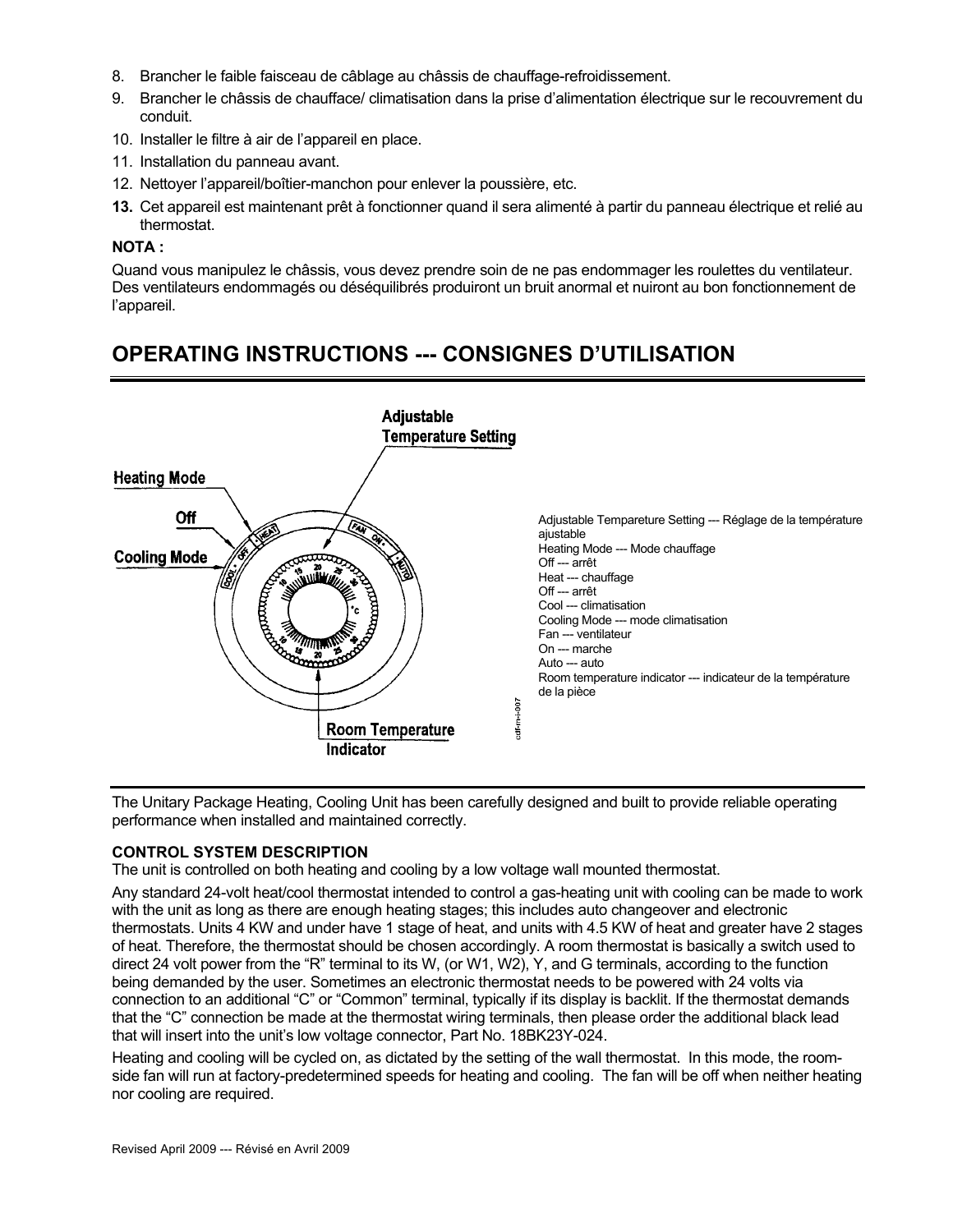8. Brancher le faible faisceau de câblage au châssis de chauffage-refroidissement.
9. Brancher le châssis de chauffage/ climatisation dans la prise d'alimentation électrique sur le recouvrement du conduit.
10. Installer le filtre à air de l'appareil en place.
11. Installation du panneau avant.
12. Nettoyer l'appareil/boîtier-manchon pour enlever la poussière, etc.
13. Cet appareil est maintenant prêt à fonctionner quand il sera alimenté à partir du panneau électrique et relié au thermostat.

**NOTA :**

Quand vous manipulez le châssis, vous devez prendre soin de ne pas endommager les roulettes du ventilateur. Des ventilateurs endommagés ou déséquilibrés produiront un bruit anormal et nuiront au bon fonctionnement de l'appareil.

## OPERATING INSTRUCTIONS --- CONSIGNES D'UTILISATION

Adjustable Temperature Setting

Heating Mode

Off

Cooling Mode

Room Temperature Indicator

Adjustable Tempareture Setting --- Réglage de la température ajustable
Heating Mode --- Mode chauffage
Off --- arrêt
Heat --- chauffage
Off --- arrêt
Cool --- climatisation
Cooling Mode --- mode climatisation
Fan --- ventilateur
On --- marche
Auto --- auto
Room temperature indicator --- indicateur de la température de la pièce

The Unitary Package Heating, Cooling Unit has been carefully designed and built to provide reliable operating performance when installed and maintained correctly.

**CONTROL SYSTEM DESCRIPTION**

The unit is controlled on both heating and cooling by a low voltage wall mounted thermostat.

Any standard 24-volt heat/cool thermostat intended to control a gas-heating unit with cooling can be made to work with the unit as long as there are enough heating stages; this includes auto changeover and electronic thermostats. Units 4 KW and under have 1 stage of heat, and units with 4.5 KW of heat and greater have 2 stages of heat. Therefore, the thermostat should be chosen accordingly. A room thermostat is basically a switch used to direct 24 volt power from the "R" terminal to its W, (or W1, W2), Y, and G terminals, according to the function being demanded by the user. Sometimes an electronic thermostat needs to be powered with 24 volts via connection to an additional "C" or "Common" terminal, typically if its display is backlit. If the thermostat demands that the "C" connection be made at the thermostat wiring terminals, then please order the additional black lead that will insert into the unit's low voltage connector, Part No. 18BK23Y-024.

Heating and cooling will be cycled on, as dictated by the setting of the wall thermostat. In this mode, the room-side fan will run at factory-predetermined speeds for heating and cooling. The fan will be off when neither heating nor cooling are required.

Revised April 2009 --- Révisé en Avril 2009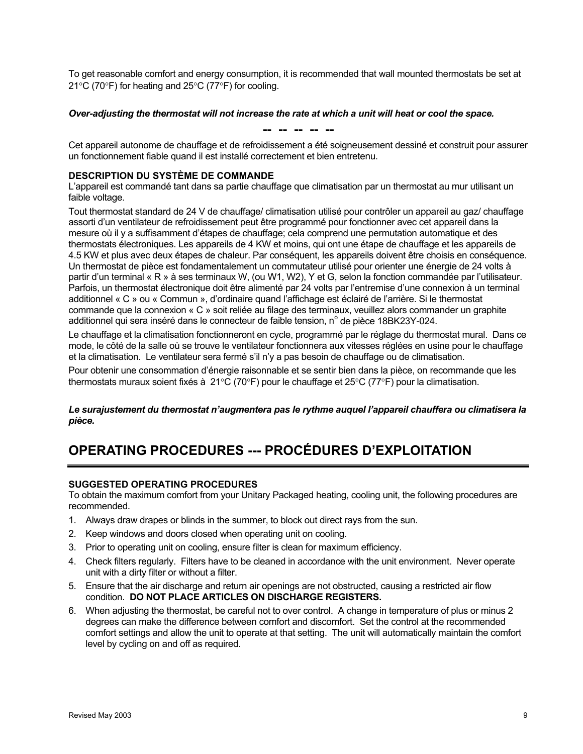To get reasonable comfort and energy consumption, it is recommended that wall mounted thermostats be set at 21°C (70°F) for heating and 25°C (77°F) for cooling.

***Over-adjusting the thermostat will not increase the rate at which a unit will heat or cool the space.***

**-- -- -- -- --**

Cet appareil autonome de chauffage et de refroidissement a été soigneusement dessiné et construit pour assurer un fonctionnement fiable quand il est installé correctement et bien entretenu.

**DESCRIPTION DU SYSTÈME DE COMMANDE**

L'appareil est commandé tant dans sa partie chauffage que climatisation par un thermostat au mur utilisant un faible voltage.

Tout thermostat standard de 24 V de chauffage/ climatisation utilisé pour contrôler un appareil au gaz/ chauffage assorti d'un ventilateur de refroidissement peut être programmé pour fonctionner avec cet appareil dans la mesure où il y a suffisamment d'étapes de chauffage; cela comprend une permutation automatique et des thermostats électroniques. Les appareils de 4 KW et moins, qui ont une étape de chauffage et les appareils de 4.5 KW et plus avec deux étapes de chaleur. Par conséquent, les appareils doivent être choisis en conséquence. Un thermostat de pièce est fondamentalement un commutateur utilisé pour orienter une énergie de 24 volts à partir d'un terminal « R » à ses terminaux W, (ou W1, W2), Y et G, selon la fonction commandée par l'utilisateur. Parfois, un thermostat électronique doit être alimenté par 24 volts par l'entremise d'une connexion à un terminal additionnel « C » ou « Commun », d'ordinaire quand l'affichage est éclairé de l'arrière. Si le thermostat commande que la connexion « C » soit reliée au filage des terminaux, veuillez alors commander un graphite additionnel qui sera inséré dans le connecteur de faible tension, n$^{o}$ de pièce 18BK23Y-024.

Le chauffage et la climatisation fonctionneront en cycle, programmé par le réglage du thermostat mural. Dans ce mode, le côté de la salle où se trouve le ventilateur fonctionnera aux vitesses réglées en usine pour le chauffage et la climatisation. Le ventilateur sera fermé s'il n'y a pas besoin de chauffage ou de climatisation.

Pour obtenir une consommation d'énergie raisonnable et se sentir bien dans la pièce, on recommande que les thermostats muraux soient fixés à 21°C (70°F) pour le chauffage et 25°C (77°F) pour la climatisation.

***Le surajustement du thermostat n'augmentera pas le rythme auquel l'appareil chauffera ou climatisera la pièce.***

## OPERATING PROCEDURES --- PROCÉDURES D'EXPLOITATION

**SUGGESTED OPERATING PROCEDURES**

To obtain the maximum comfort from your Unitary Packaged heating, cooling unit, the following procedures are recommended.

1. Always draw drapes or blinds in the summer, to block out direct rays from the sun.
2. Keep windows and doors closed when operating unit on cooling.
3. Prior to operating unit on cooling, ensure filter is clean for maximum efficiency.
4. Check filters regularly. Filters have to be cleaned in accordance with the unit environment. Never operate unit with a dirty filter or without a filter.
5. Ensure that the air discharge and return air openings are not obstructed, causing a restricted air flow condition. **DO NOT PLACE ARTICLES ON DISCHARGE REGISTERS.**
6. When adjusting the thermostat, be careful not to over control. A change in temperature of plus or minus 2 degrees can make the difference between comfort and discomfort. Set the control at the recommended comfort settings and allow the unit to operate at that setting. The unit will automatically maintain the comfort level by cycling on and off as required.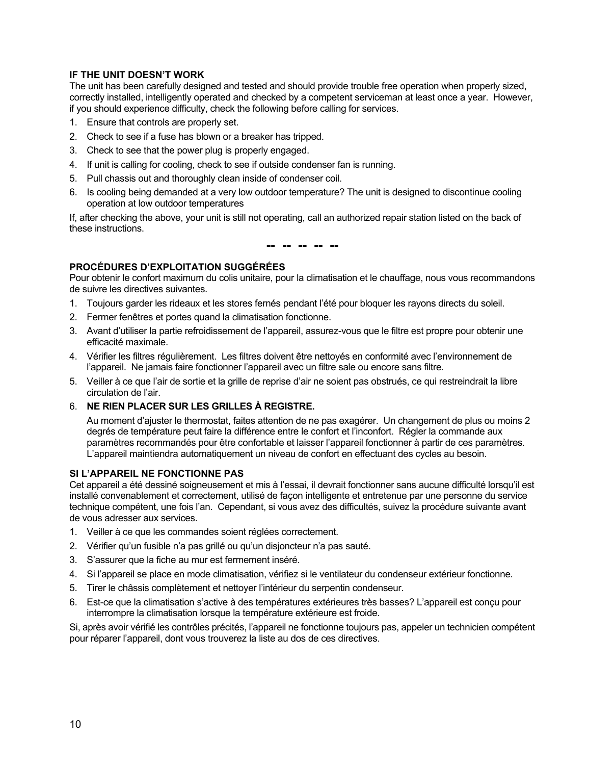### IF THE UNIT DOESN'T WORK

The unit has been carefully designed and tested and should provide trouble free operation when properly sized, correctly installed, intelligently operated and checked by a competent serviceman at least once a year. However, if you should experience difficulty, check the following before calling for services.

1. Ensure that controls are properly set.
2. Check to see if a fuse has blown or a breaker has tripped.
3. Check to see that the power plug is properly engaged.
4. If unit is calling for cooling, check to see if outside condenser fan is running.
5. Pull chassis out and thoroughly clean inside of condenser coil.
6. Is cooling being demanded at a very low outdoor temperature? The unit is designed to discontinue cooling operation at low outdoor temperatures

If, after checking the above, your unit is still not operating, call an authorized repair station listed on the back of these instructions.

**-- -- -- -- --**

### PROCÉDURES D'EXPLOITATION SUGGÉRÉES

Pour obtenir le confort maximum du colis unitaire, pour la climatisation et le chauffage, nous vous recommandons de suivre les directives suivantes.

1. Toujours garder les rideaux et les stores fernés pendant l'été pour bloquer les rayons directs du soleil.
2. Fermer fenêtres et portes quand la climatisation fonctionne.
3. Avant d'utiliser la partie refroidissement de l'appareil, assurez-vous que le filtre est propre pour obtenir une efficacité maximale.
4. Vérifier les filtres régulièrement. Les filtres doivent être nettoyés en conformité avec l'environnement de l'appareil. Ne jamais faire fonctionner l'appareil avec un filtre sale ou encore sans filtre.
5. Veiller à ce que l'air de sortie et la grille de reprise d'air ne soient pas obstrués, ce qui restreindrait la libre circulation de l'air.
6. **NE RIEN PLACER SUR LES GRILLES À REGISTRE.**

   Au moment d'ajuster le thermostat, faites attention de ne pas exagérer. Un changement de plus ou moins 2 degrés de température peut faire la différence entre le confort et l'inconfort. Régler la commande aux paramètres recommandés pour être confortable et laisser l'appareil fonctionner à partir de ces paramètres. L'appareil maintiendra automatiquement un niveau de confort en effectuant des cycles au besoin.

### SI L'APPAREIL NE FONCTIONNE PAS

Cet appareil a été dessiné soigneusement et mis à l'essai, il devrait fonctionner sans aucune difficulté lorsqu'il est installé convenablement et correctement, utilisé de façon intelligente et entretenue par une personne du service technique compétent, une fois l'an. Cependant, si vous avez des difficultés, suivez la procédure suivante avant de vous adresser aux services.

1. Veiller à ce que les commandes soient réglées correctement.
2. Vérifier qu'un fusible n'a pas grillé ou qu'un disjoncteur n'a pas sauté.
3. S'assurer que la fiche au mur est fermement inséré.
4. Si l'appareil se place en mode climatisation, vérifiez si le ventilateur du condenseur extérieur fonctionne.
5. Tirer le châssis complètement et nettoyer l'intérieur du serpentin condenseur.
6. Est-ce que la climatisation s'active à des températures extérieures très basses? L'appareil est conçu pour interrompre la climatisation lorsque la température extérieure est froide.

Si, après avoir vérifié les contrôles précités, l'appareil ne fonctionne toujours pas, appeler un technicien compétent pour réparer l'appareil, dont vous trouverez la liste au dos de ces directives.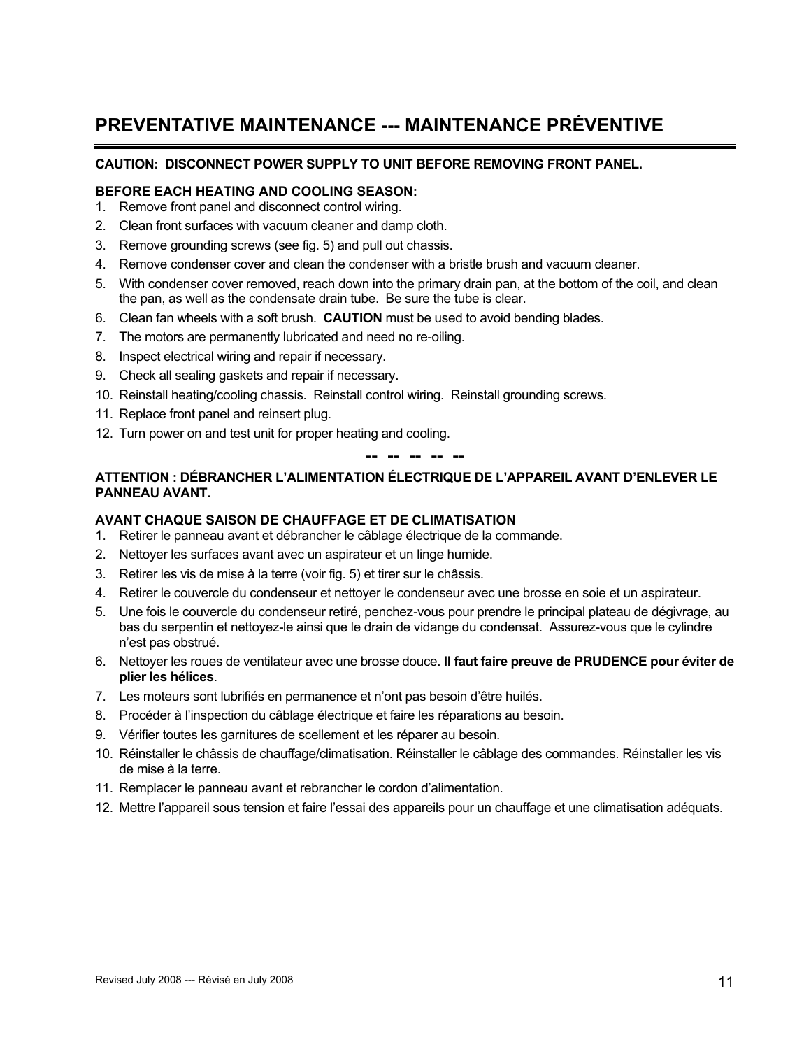# PREVENTATIVE MAINTENANCE --- MAINTENANCE PRÉVENTIVE

**CAUTION: DISCONNECT POWER SUPPLY TO UNIT BEFORE REMOVING FRONT PANEL.**

**BEFORE EACH HEATING AND COOLING SEASON:**

1. Remove front panel and disconnect control wiring.
2. Clean front surfaces with vacuum cleaner and damp cloth.
3. Remove grounding screws (see fig. 5) and pull out chassis.
4. Remove condenser cover and clean the condenser with a bristle brush and vacuum cleaner.
5. With condenser cover removed, reach down into the primary drain pan, at the bottom of the coil, and clean the pan, as well as the condensate drain tube. Be sure the tube is clear.
6. Clean fan wheels with a soft brush. **CAUTION** must be used to avoid bending blades.
7. The motors are permanently lubricated and need no re-oiling.
8. Inspect electrical wiring and repair if necessary.
9. Check all sealing gaskets and repair if necessary.
10. Reinstall heating/cooling chassis. Reinstall control wiring. Reinstall grounding screws.
11. Replace front panel and reinsert plug.
12. Turn power on and test unit for proper heating and cooling.

**-- -- -- -- --**

**ATTENTION : DÉBRANCHER L'ALIMENTATION ÉLECTRIQUE DE L'APPAREIL AVANT D'ENLEVER LE PANNEAU AVANT.**

**AVANT CHAQUE SAISON DE CHAUFFAGE ET DE CLIMATISATION**

1. Retirer le panneau avant et débrancher le câblage électrique de la commande.
2. Nettoyer les surfaces avant avec un aspirateur et un linge humide.
3. Retirer les vis de mise à la terre (voir fig. 5) et tirer sur le châssis.
4. Retirer le couvercle du condenseur et nettoyer le condenseur avec une brosse en soie et un aspirateur.
5. Une fois le couvercle du condenseur retiré, penchez-vous pour prendre le principal plateau de dégivrage, au bas du serpentin et nettoyez-le ainsi que le drain de vidange du condensat. Assurez-vous que le cylindre n'est pas obstrué.
6. Nettoyer les roues de ventilateur avec une brosse douce. **Il faut faire preuve de PRUDENCE pour éviter de plier les hélices**.
7. Les moteurs sont lubrifiés en permanence et n'ont pas besoin d'être huilés.
8. Procéder à l'inspection du câblage électrique et faire les réparations au besoin.
9. Vérifier toutes les garnitures de scellement et les réparer au besoin.
10. Réinstaller le châssis de chauffage/climatisation. Réinstaller le câblage des commandes. Réinstaller les vis de mise à la terre.
11. Remplacer le panneau avant et rebrancher le cordon d'alimentation.
12. Mettre l'appareil sous tension et faire l'essai des appareils pour un chauffage et une climatisation adéquats.

Revised July 2008 --- Révisé en July 2008